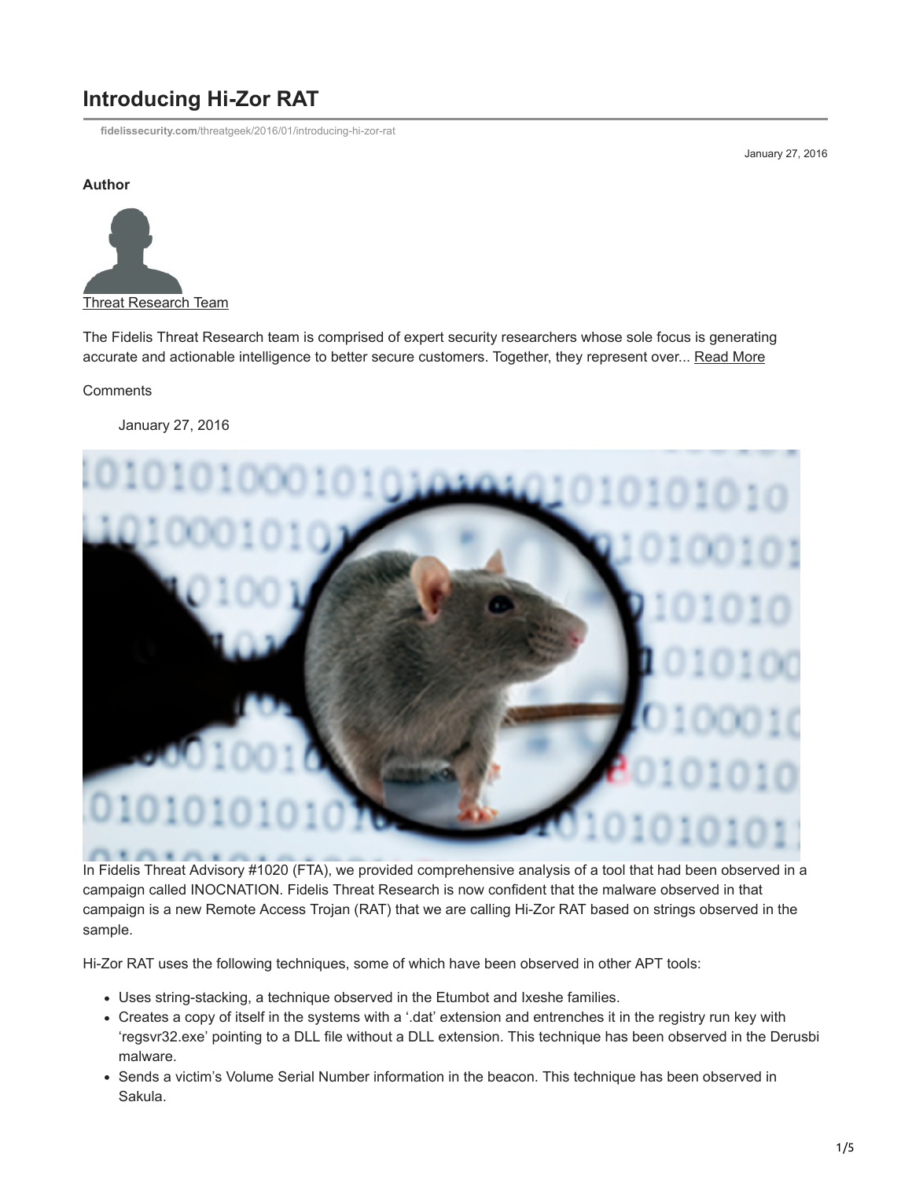# Introducing Hi-Zor RAT

fidelissecurity.com/threatgeek/2016/01/introducing-hi-zor-rat

January 27, 2016

**Author**

Threat Research Team

The Fidelis Threat Research team is comprised of expert security researchers whose sole focus is generating accurate and actionable intelligence to better secure customers. Together, they represent over... Read More

Comments

January 27, 2016

In Fidelis Threat Advisory #1020 (FTA), we provided comprehensive analysis of a tool that had been observed in a campaign called INOCNATION. Fidelis Threat Research is now confident that the malware observed in that campaign is a new Remote Access Trojan (RAT) that we are calling Hi-Zor RAT based on strings observed in the sample.

Hi-Zor RAT uses the following techniques, some of which have been observed in other APT tools:

- Uses string-stacking, a technique observed in the Etumbot and Ixeshe families.
- Creates a copy of itself in the systems with a '.dat' extension and entrenches it in the registry run key with 'regsvr32.exe' pointing to a DLL file without a DLL extension. This technique has been observed in the Derusbi malware.
- Sends a victim's Volume Serial Number information in the beacon. This technique has been observed in Sakula.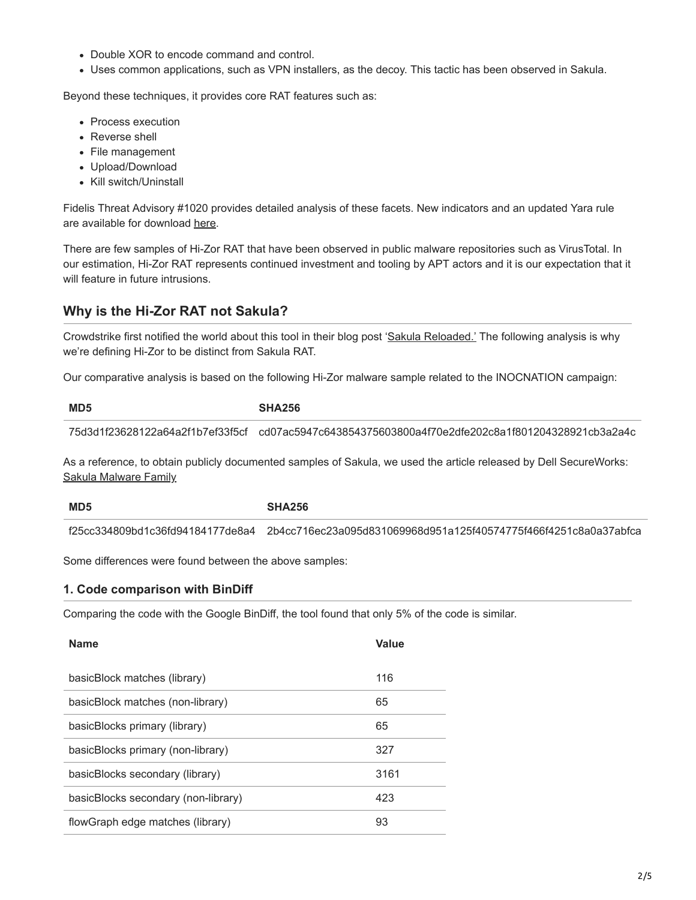- Double XOR to encode command and control.
- Uses common applications, such as VPN installers, as the decoy. This tactic has been observed in Sakula.

Beyond these techniques, it provides core RAT features such as:

- Process execution
- Reverse shell
- File management
- Upload/Download
- Kill switch/Uninstall

Fidelis Threat Advisory #1020 provides detailed analysis of these facets. New indicators and an updated Yara rule are available for download here.

There are few samples of Hi-Zor RAT that have been observed in public malware repositories such as VirusTotal. In our estimation, Hi-Zor RAT represents continued investment and tooling by APT actors and it is our expectation that it will feature in future intrusions.

## Why is the Hi-Zor RAT not Sakula?

Crowdstrike first notified the world about this tool in their blog post 'Sakula Reloaded.' The following analysis is why we're defining Hi-Zor to be distinct from Sakula RAT.

Our comparative analysis is based on the following Hi-Zor malware sample related to the INOCNATION campaign:

| MD5 | SHA256 |
|---|---|
| 75d3d1f23628122a64a2f1b7ef33f5cf | cd07ac5947c643854375603800a4f70e2dfe202c8a1f801204328921cb3a2a4c |

As a reference, to obtain publicly documented samples of Sakula, we used the article released by Dell SecureWorks: Sakula Malware Family

| MD5 | SHA256 |
|---|---|
| f25cc334809bd1c36fd94184177de8a4 | 2b4cc716ec23a095d831069968d951a125f40574775f466f4251c8a0a37abfca |

Some differences were found between the above samples:

### 1. Code comparison with BinDiff

Comparing the code with the Google BinDiff, the tool found that only 5% of the code is similar.

| Name | Value |
|---|---|
| basicBlock matches (library) | 116 |
| basicBlock matches (non-library) | 65 |
| basicBlocks primary (library) | 65 |
| basicBlocks primary (non-library) | 327 |
| basicBlocks secondary (library) | 3161 |
| basicBlocks secondary (non-library) | 423 |
| flowGraph edge matches (library) | 93 |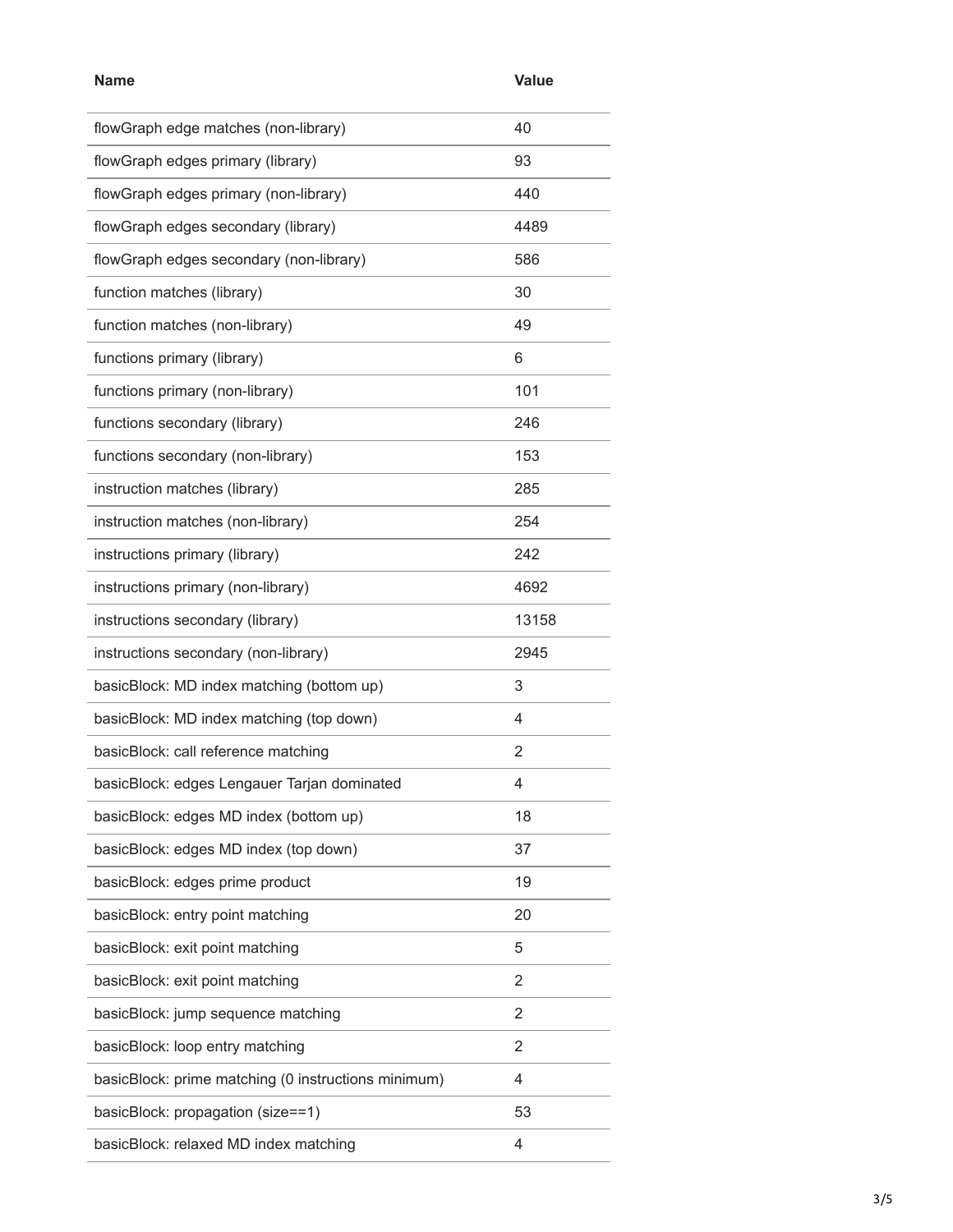| Name | Value |
| --- | --- |
| flowGraph edge matches (non-library) | 40 |
| flowGraph edges primary (library) | 93 |
| flowGraph edges primary (non-library) | 440 |
| flowGraph edges secondary (library) | 4489 |
| flowGraph edges secondary (non-library) | 586 |
| function matches (library) | 30 |
| function matches (non-library) | 49 |
| functions primary (library) | 6 |
| functions primary (non-library) | 101 |
| functions secondary (library) | 246 |
| functions secondary (non-library) | 153 |
| instruction matches (library) | 285 |
| instruction matches (non-library) | 254 |
| instructions primary (library) | 242 |
| instructions primary (non-library) | 4692 |
| instructions secondary (library) | 13158 |
| instructions secondary (non-library) | 2945 |
| basicBlock: MD index matching (bottom up) | 3 |
| basicBlock: MD index matching (top down) | 4 |
| basicBlock: call reference matching | 2 |
| basicBlock: edges Lengauer Tarjan dominated | 4 |
| basicBlock: edges MD index (bottom up) | 18 |
| basicBlock: edges MD index (top down) | 37 |
| basicBlock: edges prime product | 19 |
| basicBlock: entry point matching | 20 |
| basicBlock: exit point matching | 5 |
| basicBlock: exit point matching | 2 |
| basicBlock: jump sequence matching | 2 |
| basicBlock: loop entry matching | 2 |
| basicBlock: prime matching (0 instructions minimum) | 4 |
| basicBlock: propagation (size==1) | 53 |
| basicBlock: relaxed MD index matching | 4 |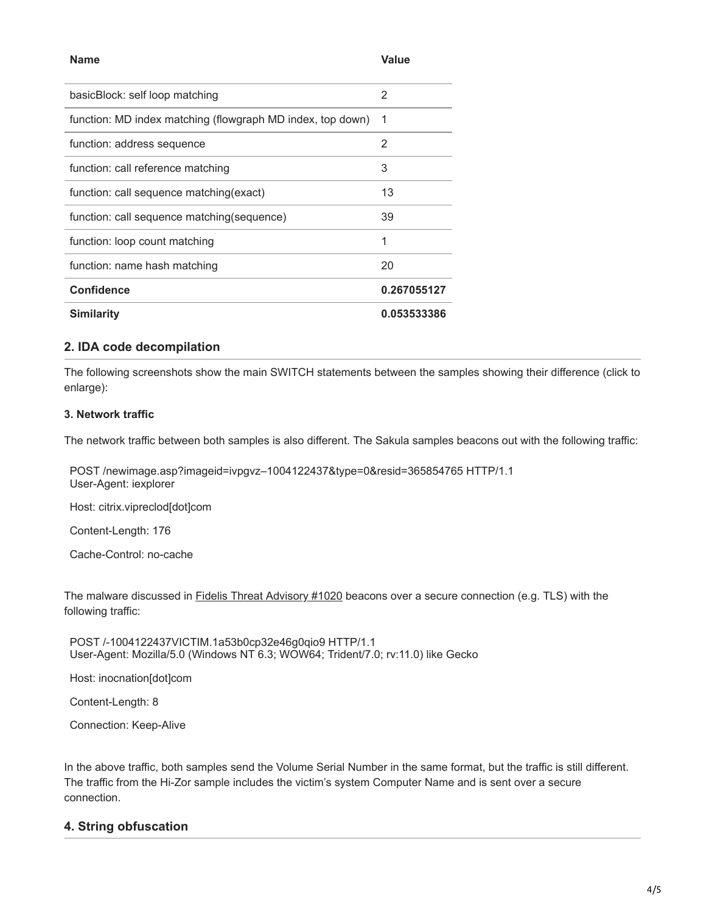| Name | Value |
| --- | --- |
| basicBlock: self loop matching | 2 |
| function: MD index matching (flowgraph MD index, top down) | 1 |
| function: address sequence | 2 |
| function: call reference matching | 3 |
| function: call sequence matching(exact) | 13 |
| function: call sequence matching(sequence) | 39 |
| function: loop count matching | 1 |
| function: name hash matching | 20 |
| **Confidence** | **0.267055127** |
| **Similarity** | **0.053533386** |

## 2. IDA code decompilation

The following screenshots show the main SWITCH statements between the samples showing their difference (click to enlarge):

### 3. Network traffic

The network traffic between both samples is also different. The Sakula samples beacons out with the following traffic:

```
POST /newimage.asp?imageid=ivpgvz–1004122437&type=0&resid=365854765 HTTP/1.1
User-Agent: iexplorer

Host: citrix.vipreclod[dot]com

Content-Length: 176

Cache-Control: no-cache
```

The malware discussed in Fidelis Threat Advisory #1020 beacons over a secure connection (e.g. TLS) with the following traffic:

```
POST /-1004122437VICTIM.1a53b0cp32e46g0qio9 HTTP/1.1
User-Agent: Mozilla/5.0 (Windows NT 6.3; WOW64; Trident/7.0; rv:11.0) like Gecko

Host: inocnation[dot]com

Content-Length: 8

Connection: Keep-Alive
```

In the above traffic, both samples send the Volume Serial Number in the same format, but the traffic is still different. The traffic from the Hi-Zor sample includes the victim's system Computer Name and is sent over a secure connection.

## 4. String obfuscation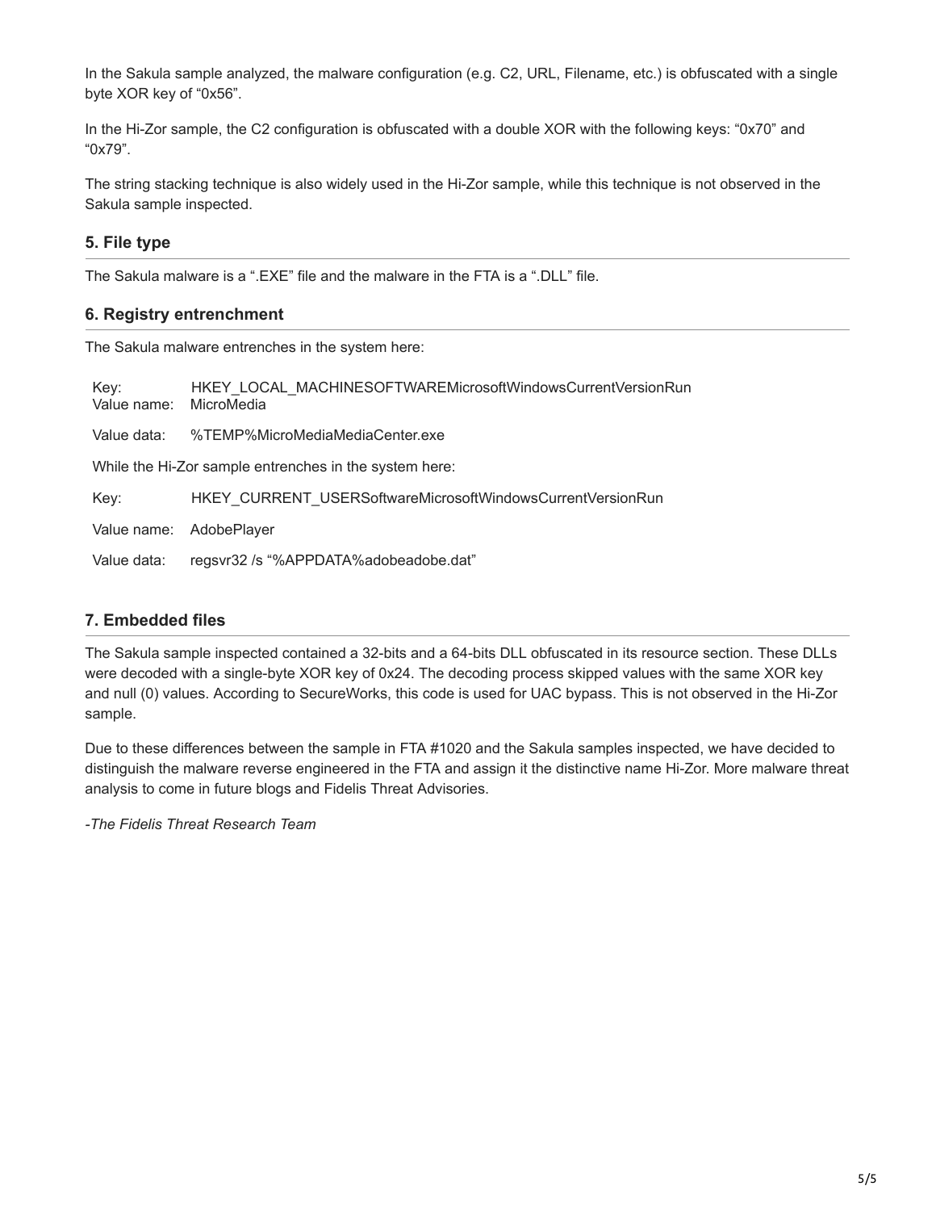In the Sakula sample analyzed, the malware configuration (e.g. C2, URL, Filename, etc.) is obfuscated with a single byte XOR key of “0x56”.

In the Hi-Zor sample, the C2 configuration is obfuscated with a double XOR with the following keys: “0x70” and “0x79”.

The string stacking technique is also widely used in the Hi-Zor sample, while this technique is not observed in the Sakula sample inspected.

### 5. File type

The Sakula malware is a “.EXE” file and the malware in the FTA is a “.DLL” file.

### 6. Registry entrenchment

The Sakula malware entrenches in the system here:

| | |
|---|---|
| Key: | HKEY_LOCAL_MACHINESOFTWAREMicrosoftWindowsCurrentVersionRun |
| Value name: | MicroMedia |
| Value data: | %TEMP%MicroMediaMediaCenter.exe |

While the Hi-Zor sample entrenches in the system here:

| | |
|---|---|
| Key: | HKEY_CURRENT_USERSoftwareMicrosoftWindowsCurrentVersionRun |
| Value name: | AdobePlayer |
| Value data: | regsvr32 /s “%APPDATA%adobeadobe.dat” |

### 7. Embedded files

The Sakula sample inspected contained a 32-bits and a 64-bits DLL obfuscated in its resource section. These DLLs were decoded with a single-byte XOR key of 0x24. The decoding process skipped values with the same XOR key and null (0) values. According to SecureWorks, this code is used for UAC bypass. This is not observed in the Hi-Zor sample.

Due to these differences between the sample in FTA #1020 and the Sakula samples inspected, we have decided to distinguish the malware reverse engineered in the FTA and assign it the distinctive name Hi-Zor. More malware threat analysis to come in future blogs and Fidelis Threat Advisories.

*-The Fidelis Threat Research Team*